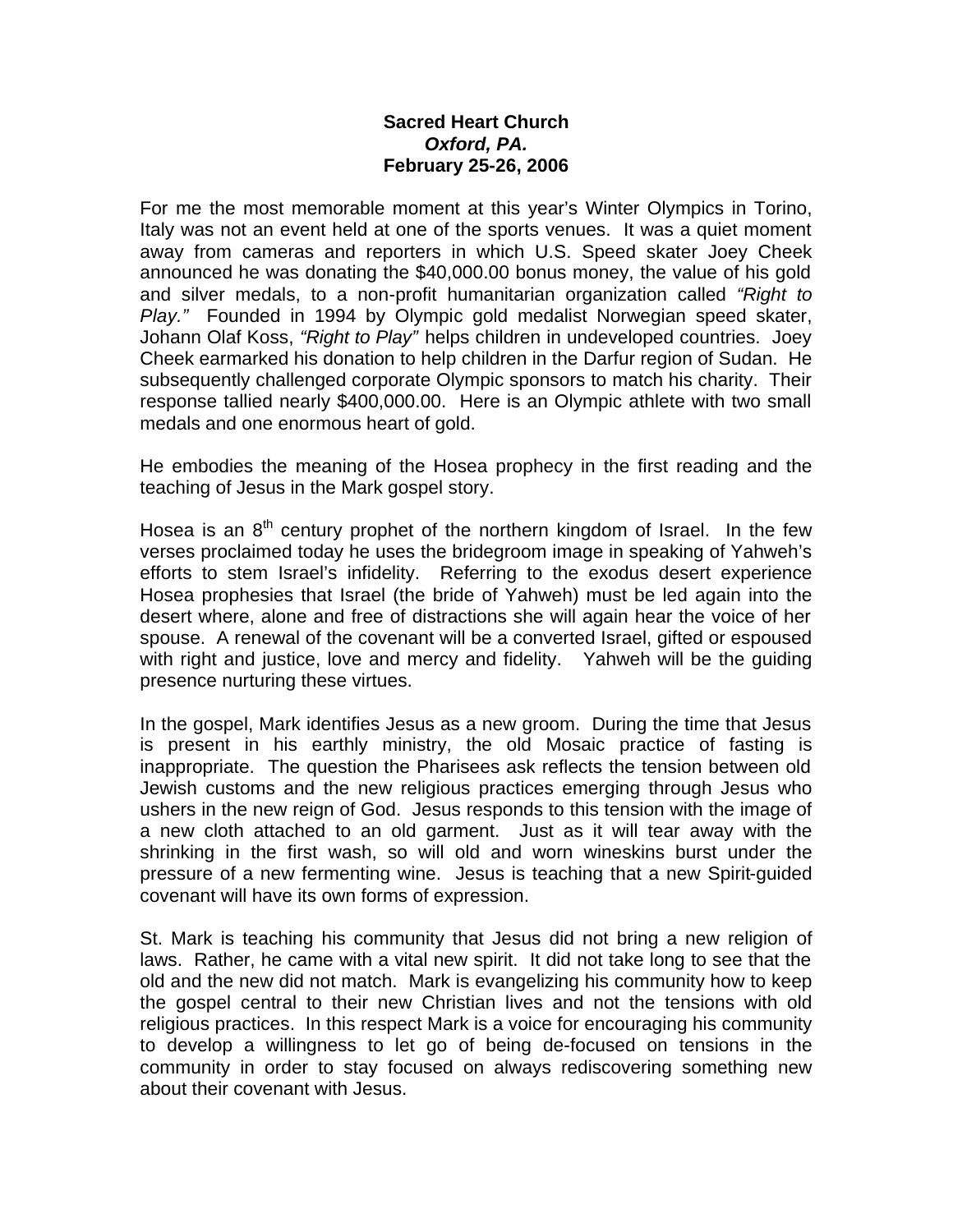**Sacred Heart Church**  
***Oxford, PA.***  
**February 25-26, 2006**

For me the most memorable moment at this year's Winter Olympics in Torino, Italy was not an event held at one of the sports venues. It was a quiet moment away from cameras and reporters in which U.S. Speed skater Joey Cheek announced he was donating the $40,000.00 bonus money, the value of his gold and silver medals, to a non-profit humanitarian organization called *"Right to Play."* Founded in 1994 by Olympic gold medalist Norwegian speed skater, Johann Olaf Koss, *"Right to Play"* helps children in undeveloped countries. Joey Cheek earmarked his donation to help children in the Darfur region of Sudan. He subsequently challenged corporate Olympic sponsors to match his charity. Their response tallied nearly $400,000.00. Here is an Olympic athlete with two small medals and one enormous heart of gold.

He embodies the meaning of the Hosea prophecy in the first reading and the teaching of Jesus in the Mark gospel story.

Hosea is an 8th century prophet of the northern kingdom of Israel. In the few verses proclaimed today he uses the bridegroom image in speaking of Yahweh's efforts to stem Israel's infidelity. Referring to the exodus desert experience Hosea prophesies that Israel (the bride of Yahweh) must be led again into the desert where, alone and free of distractions she will again hear the voice of her spouse. A renewal of the covenant will be a converted Israel, gifted or espoused with right and justice, love and mercy and fidelity. Yahweh will be the guiding presence nurturing these virtues.

In the gospel, Mark identifies Jesus as a new groom. During the time that Jesus is present in his earthly ministry, the old Mosaic practice of fasting is inappropriate. The question the Pharisees ask reflects the tension between old Jewish customs and the new religious practices emerging through Jesus who ushers in the new reign of God. Jesus responds to this tension with the image of a new cloth attached to an old garment. Just as it will tear away with the shrinking in the first wash, so will old and worn wineskins burst under the pressure of a new fermenting wine. Jesus is teaching that a new Spirit-guided covenant will have its own forms of expression.

St. Mark is teaching his community that Jesus did not bring a new religion of laws. Rather, he came with a vital new spirit. It did not take long to see that the old and the new did not match. Mark is evangelizing his community how to keep the gospel central to their new Christian lives and not the tensions with old religious practices. In this respect Mark is a voice for encouraging his community to develop a willingness to let go of being de-focused on tensions in the community in order to stay focused on always rediscovering something new about their covenant with Jesus.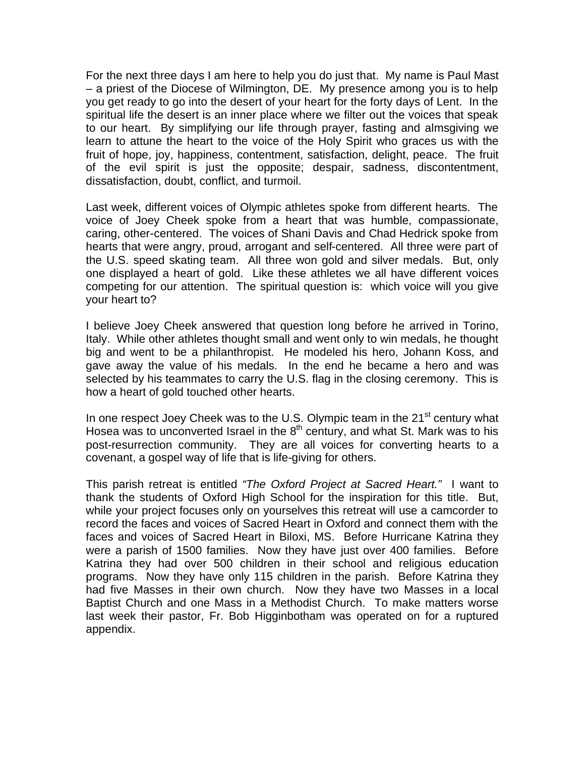For the next three days I am here to help you do just that. My name is Paul Mast – a priest of the Diocese of Wilmington, DE. My presence among you is to help you get ready to go into the desert of your heart for the forty days of Lent. In the spiritual life the desert is an inner place where we filter out the voices that speak to our heart. By simplifying our life through prayer, fasting and almsgiving we learn to attune the heart to the voice of the Holy Spirit who graces us with the fruit of hope, joy, happiness, contentment, satisfaction, delight, peace. The fruit of the evil spirit is just the opposite; despair, sadness, discontentment, dissatisfaction, doubt, conflict, and turmoil.

Last week, different voices of Olympic athletes spoke from different hearts. The voice of Joey Cheek spoke from a heart that was humble, compassionate, caring, other-centered. The voices of Shani Davis and Chad Hedrick spoke from hearts that were angry, proud, arrogant and self-centered. All three were part of the U.S. speed skating team. All three won gold and silver medals. But, only one displayed a heart of gold. Like these athletes we all have different voices competing for our attention. The spiritual question is: which voice will you give your heart to?

I believe Joey Cheek answered that question long before he arrived in Torino, Italy. While other athletes thought small and went only to win medals, he thought big and went to be a philanthropist. He modeled his hero, Johann Koss, and gave away the value of his medals. In the end he became a hero and was selected by his teammates to carry the U.S. flag in the closing ceremony. This is how a heart of gold touched other hearts.

In one respect Joey Cheek was to the U.S. Olympic team in the 21st century what Hosea was to unconverted Israel in the 8th century, and what St. Mark was to his post-resurrection community. They are all voices for converting hearts to a covenant, a gospel way of life that is life-giving for others.

This parish retreat is entitled *"The Oxford Project at Sacred Heart."* I want to thank the students of Oxford High School for the inspiration for this title. But, while your project focuses only on yourselves this retreat will use a camcorder to record the faces and voices of Sacred Heart in Oxford and connect them with the faces and voices of Sacred Heart in Biloxi, MS. Before Hurricane Katrina they were a parish of 1500 families. Now they have just over 400 families. Before Katrina they had over 500 children in their school and religious education programs. Now they have only 115 children in the parish. Before Katrina they had five Masses in their own church. Now they have two Masses in a local Baptist Church and one Mass in a Methodist Church. To make matters worse last week their pastor, Fr. Bob Higginbotham was operated on for a ruptured appendix.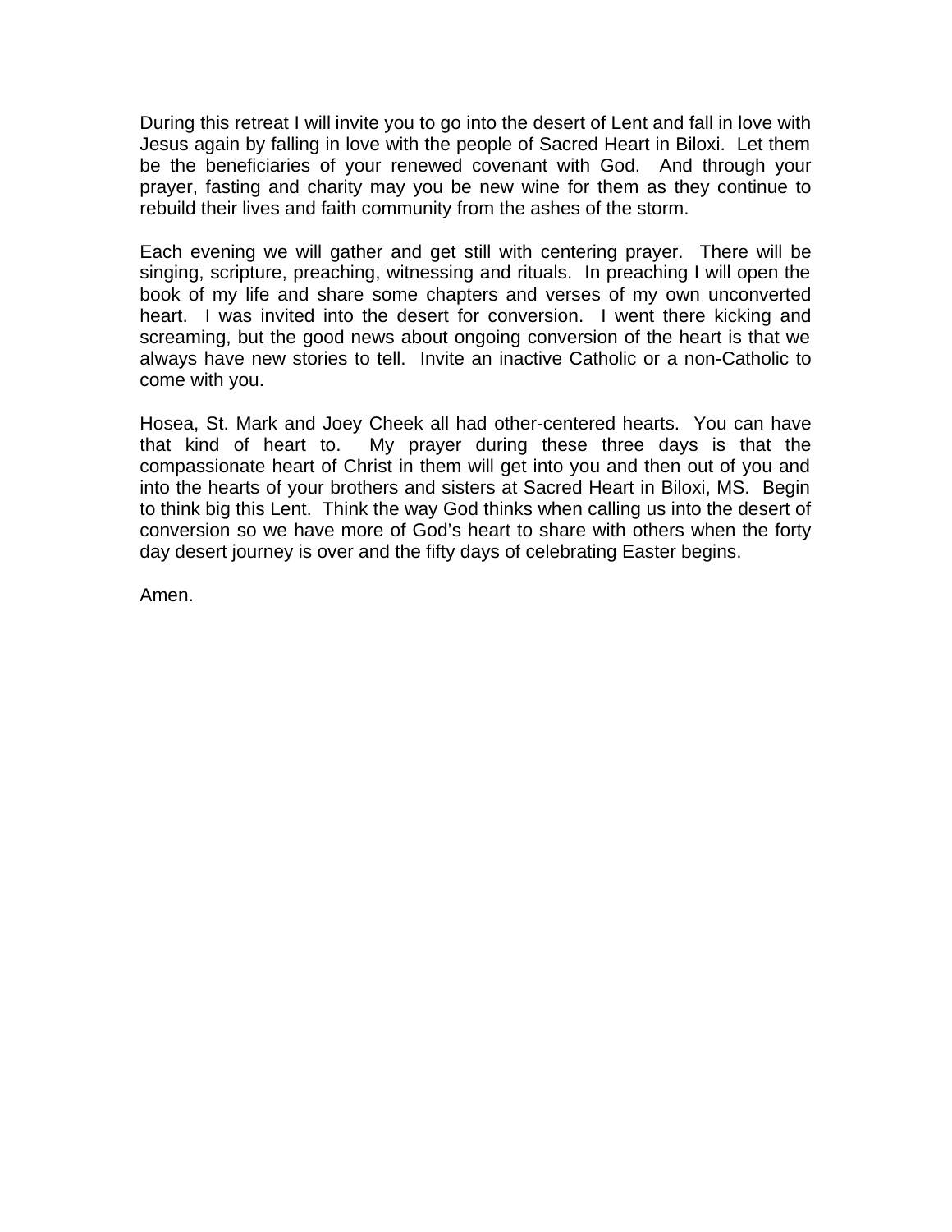During this retreat I will invite you to go into the desert of Lent and fall in love with Jesus again by falling in love with the people of Sacred Heart in Biloxi. Let them be the beneficiaries of your renewed covenant with God. And through your prayer, fasting and charity may you be new wine for them as they continue to rebuild their lives and faith community from the ashes of the storm.

Each evening we will gather and get still with centering prayer. There will be singing, scripture, preaching, witnessing and rituals. In preaching I will open the book of my life and share some chapters and verses of my own unconverted heart. I was invited into the desert for conversion. I went there kicking and screaming, but the good news about ongoing conversion of the heart is that we always have new stories to tell. Invite an inactive Catholic or a non-Catholic to come with you.

Hosea, St. Mark and Joey Cheek all had other-centered hearts. You can have that kind of heart to. My prayer during these three days is that the compassionate heart of Christ in them will get into you and then out of you and into the hearts of your brothers and sisters at Sacred Heart in Biloxi, MS. Begin to think big this Lent. Think the way God thinks when calling us into the desert of conversion so we have more of God's heart to share with others when the forty day desert journey is over and the fifty days of celebrating Easter begins.

Amen.